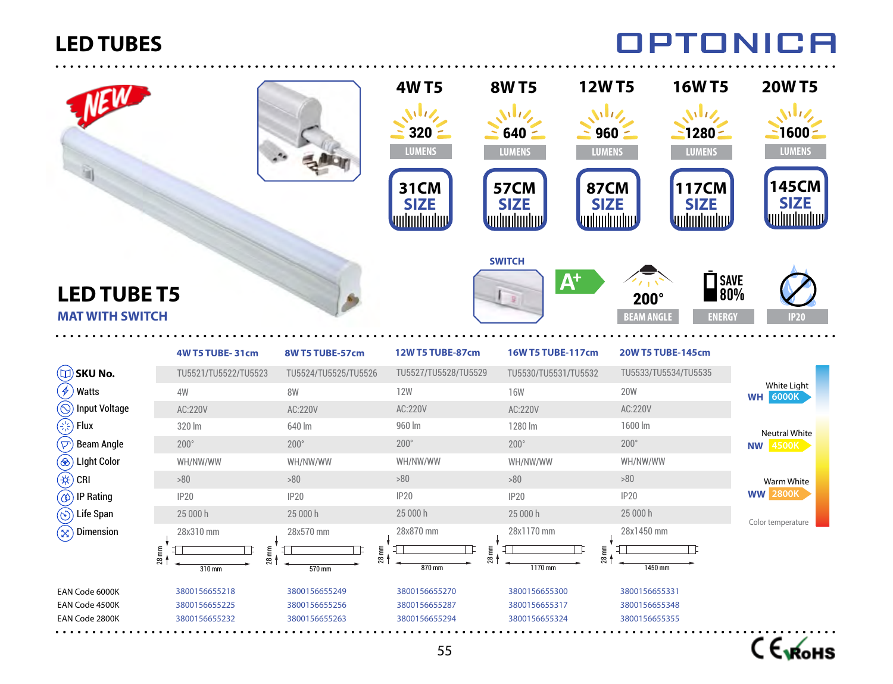# LED TUBES

OPTONICA

NEW

| 4W T5 | 8W T5 | 12W T5 | 16W T5 | 20W T5 |
|---|---|---|---|---|
| 320 LUMENS | 640 LUMENS | 960 LUMENS | 1280 LUMENS | 1600 LUMENS |
| 31CM SIZE | 57CM SIZE | 87CM SIZE | 117CM SIZE | 145CM SIZE |

## LED TUBE T5

### MAT WITH SWITCH

SWITCH | A+ | 200° BEAM ANGLE | SAVE 80% ENERGY | IP20

| | 4W T5 TUBE- 31cm | 8W T5 TUBE-57cm | 12W T5 TUBE-87cm | 16W T5 TUBE-117cm | 20W T5 TUBE-145cm |
|---|---|---|---|---|---|
| **SKU No.** | TU5521/TU5522/TU5523 | TU5524/TU5525/TU5526 | TU5527/TU5528/TU5529 | TU5530/TU5531/TU5532 | TU5533/TU5534/TU5535 |
| Watts | 4W | 8W | 12W | 16W | 20W |
| Input Voltage | AC:220V | AC:220V | AC:220V | AC:220V | AC:220V |
| Flux | 320 lm | 640 lm | 960 lm | 1280 lm | 1600 lm |
| Beam Angle | 200° | 200° | 200° | 200° | 200° |
| Light Color | WH/NW/WW | WH/NW/WW | WH/NW/WW | WH/NW/WW | WH/NW/WW |
| CRI | >80 | >80 | >80 | >80 | >80 |
| IP Rating | IP20 | IP20 | IP20 | IP20 | IP20 |
| Life Span | 25 000 h | 25 000 h | 25 000 h | 25 000 h | 25 000 h |
| Dimension | 28x310 mm | 28x570 mm | 28x870 mm | 28x1170 mm | 28x1450 mm |
| | 28 mm / 310 mm | 28 mm / 570 mm | 28 mm / 870 mm | 28 mm / 1170 mm | 28 mm / 1450 mm |
| EAN Code 6000K | 3800156655218 | 3800156655249 | 3800156655270 | 3800156655300 | 3800156655331 |
| EAN Code 4500K | 3800156655225 | 3800156655256 | 3800156655287 | 3800156655317 | 3800156655348 |
| EAN Code 2800K | 3800156655232 | 3800156655263 | 3800156655294 | 3800156655324 | 3800156655355 |

White Light WH 6000K

Neutral White NW 4500K

Warm White WW 2800K

Color temperature

CE RoHS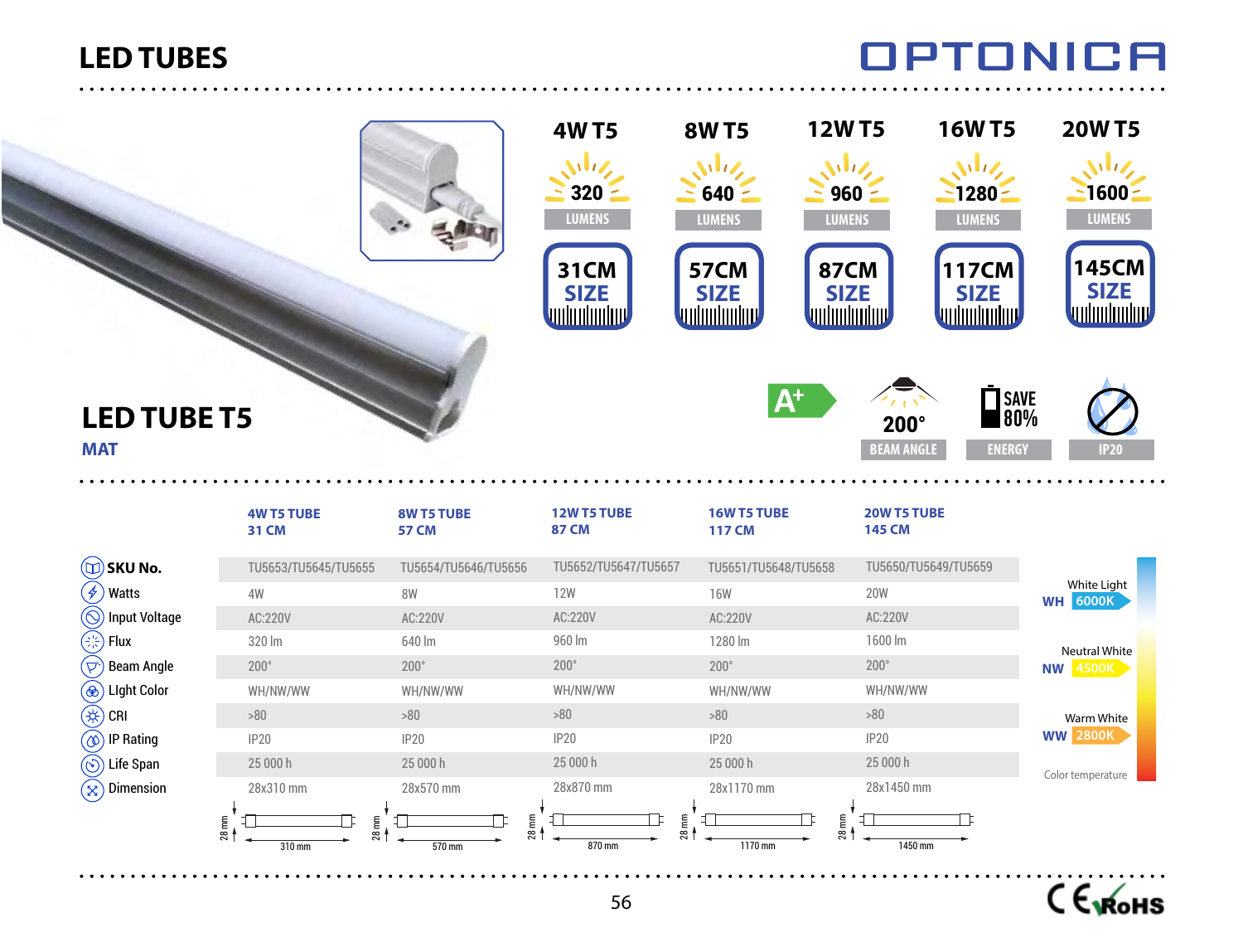# LED TUBES

OPTONICA

| 4W T5 | 8W T5 | 12W T5 | 16W T5 | 20W T5 |
|---|---|---|---|---|
| 320 LUMENS | 640 LUMENS | 960 LUMENS | 1280 LUMENS | 1600 LUMENS |
| 31CM SIZE | 57CM SIZE | 87CM SIZE | 117CM SIZE | 145CM SIZE |

## LED TUBE T5

**MAT**

A+ | 200° BEAM ANGLE | SAVE 80% ENERGY | IP20

| | 4W T5 TUBE 31 CM | 8W T5 TUBE 57 CM | 12W T5 TUBE 87 CM | 16W T5 TUBE 117 CM | 20W T5 TUBE 145 CM |
|---|---|---|---|---|---|
| **SKU No.** | TU5653/TU5645/TU5655 | TU5654/TU5646/TU5656 | TU5652/TU5647/TU5657 | TU5651/TU5648/TU5658 | TU5650/TU5649/TU5659 |
| Watts | 4W | 8W | 12W | 16W | 20W |
| Input Voltage | AC:220V | AC:220V | AC:220V | AC:220V | AC:220V |
| Flux | 320 lm | 640 lm | 960 lm | 1280 lm | 1600 lm |
| Beam Angle | 200° | 200° | 200° | 200° | 200° |
| LIght Color | WH/NW/WW | WH/NW/WW | WH/NW/WW | WH/NW/WW | WH/NW/WW |
| CRI | >80 | >80 | >80 | >80 | >80 |
| IP Rating | IP20 | IP20 | IP20 | IP20 | IP20 |
| Life Span | 25 000 h | 25 000 h | 25 000 h | 25 000 h | 25 000 h |
| Dimension | 28x310 mm | 28x570 mm | 28x870 mm | 28x1170 mm | 28x1450 mm |
| | 28 mm / 310 mm | 28 mm / 570 mm | 28 mm / 870 mm | 28 mm / 1170 mm | 28 mm / 1450 mm |

White Light WH 6000K

Neutral White NW 4500K

Warm White WW 2800K

Color temperature

CE RoHS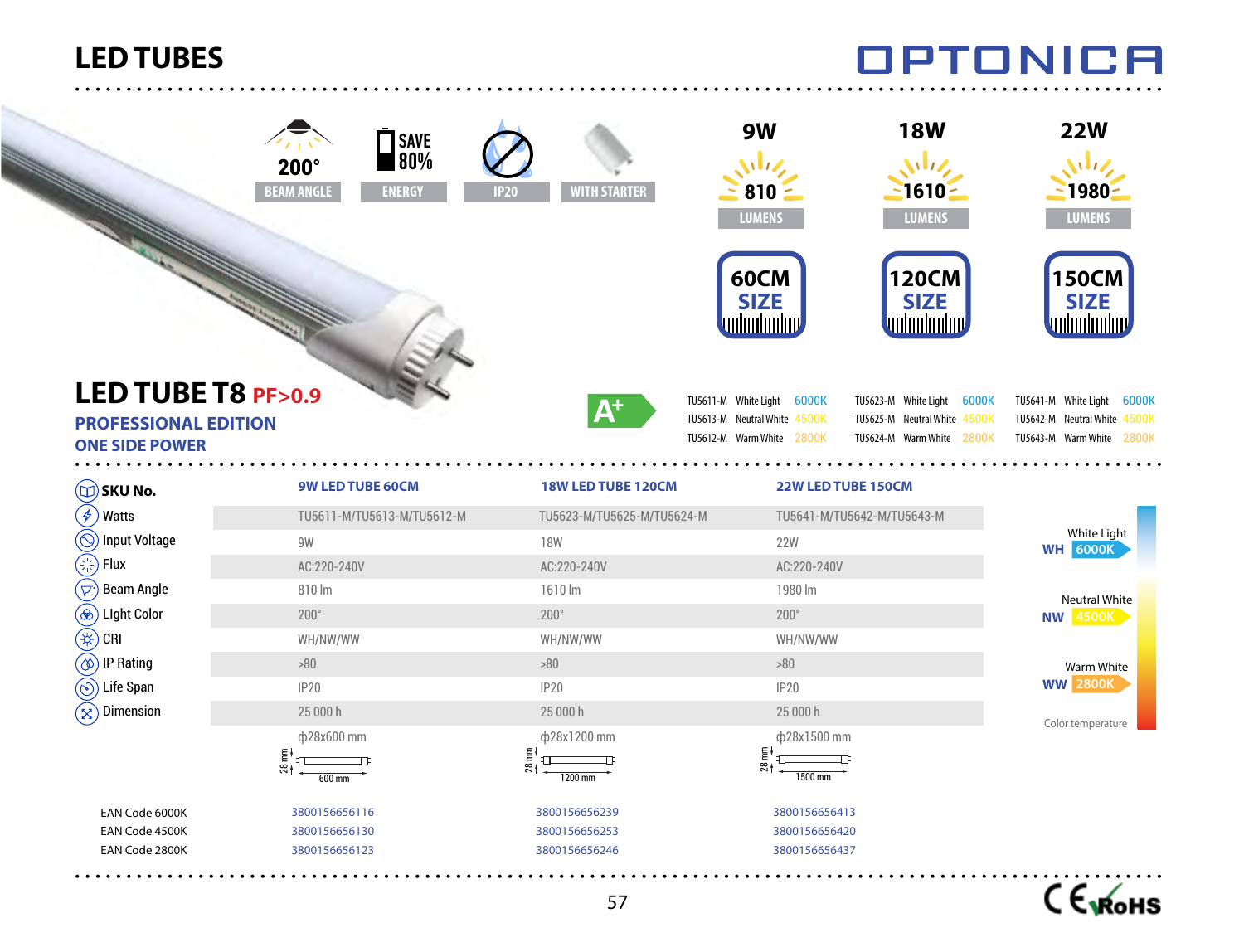# LED TUBES

OPTONICA

200° BEAM ANGLE | SAVE 80% ENERGY | IP20 | WITH STARTER

| 9W | 18W | 22W |
|---|---|---|
| 810 LUMENS | 1610 LUMENS | 1980 LUMENS |
| 60CM SIZE | 120CM SIZE | 150CM SIZE |

## LED TUBE T8 PF>0.9

### PROFESSIONAL EDITION

### ONE SIDE POWER

A+

| | | |
|---|---|---|
| TU5611-M White Light 6000K | TU5623-M White Light 6000K | TU5641-M White Light 6000K |
| TU5613-M Neutral White 4500K | TU5625-M Neutral White 4500K | TU5642-M Neutral White 4500K |
| TU5612-M Warm White 2800K | TU5624-M Warm White 2800K | TU5643-M Warm White 2800K |

| SKU No. | 9W LED TUBE 60CM | 18W LED TUBE 120CM | 22W LED TUBE 150CM |
|---|---|---|---|
| Watts | TU5611-M/TU5613-M/TU5612-M | TU5623-M/TU5625-M/TU5624-M | TU5641-M/TU5642-M/TU5643-M |
| Input Voltage | 9W | 18W | 22W |
| Flux | AC:220-240V | AC:220-240V | AC:220-240V |
| Beam Angle | 810 lm | 1610 lm | 1980 lm |
| LIght Color | 200° | 200° | 200° |
| CRI | WH/NW/WW | WH/NW/WW | WH/NW/WW |
| IP Rating | >80 | >80 | >80 |
| Life Span | IP20 | IP20 | IP20 |
| Dimension | 25 000 h | 25 000 h | 25 000 h |
| | ф28x600 mm | ф28x1200 mm | ф28x1500 mm |
| | 28 mm, 600 mm | 28 mm, 1200 mm | 28 mm, 1500 mm |
| EAN Code 6000K | 3800156656116 | 3800156656239 | 3800156656413 |
| EAN Code 4500K | 3800156656130 | 3800156656253 | 3800156656420 |
| EAN Code 2800K | 3800156656123 | 3800156656246 | 3800156656437 |

White Light WH 6000K

Neutral White NW 4500K

Warm White WW 2800K

Color temperature

CE RoHS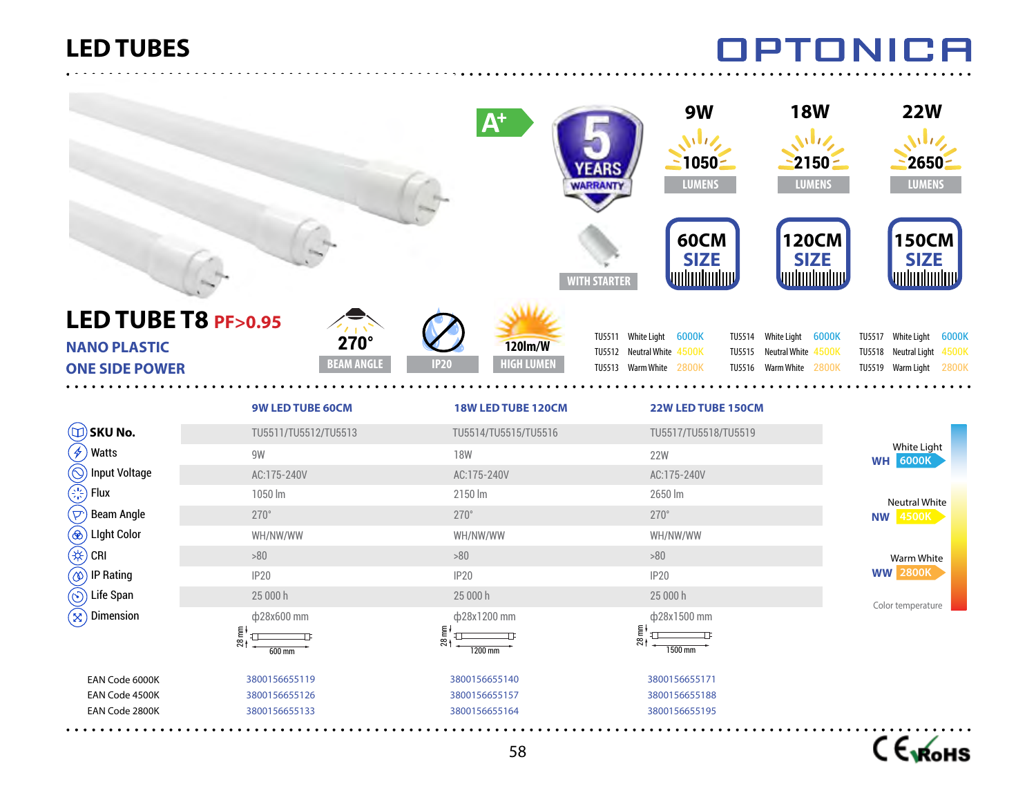# LED TUBES

OPTONICA

A+

5 YEARS WARRANTY

WITH STARTER

| 9W | 18W | 22W |
|---|---|---|
| 1050 LUMENS | 2150 LUMENS | 2650 LUMENS |
| 60CM SIZE | 120CM SIZE | 150CM SIZE |

## LED TUBE T8 PF>0.95

**NANO PLASTIC**

**ONE SIDE POWER**

270° BEAM ANGLE | IP20 | 120lm/W HIGH LUMEN

| | | | | | | | | |
|---|---|---|---|---|---|---|---|---|
| TU5511 | White Light | 6000K | TU5514 | White Light | 6000K | TU5517 | White Light | 6000K |
| TU5512 | Neutral White | 4500K | TU5515 | Neutral White | 4500K | TU5518 | Neutral Light | 4500K |
| TU5513 | Warm White | 2800K | TU5516 | Warm White | 2800K | TU5519 | Warm Light | 2800K |

| | 9W LED TUBE 60CM | 18W LED TUBE 120CM | 22W LED TUBE 150CM |
|---|---|---|---|
| **SKU No.** | TU5511/TU5512/TU5513 | TU5514/TU5515/TU5516 | TU5517/TU5518/TU5519 |
| Watts | 9W | 18W | 22W |
| Input Voltage | AC:175-240V | AC:175-240V | AC:175-240V |
| Flux | 1050 lm | 2150 lm | 2650 lm |
| Beam Angle | 270° | 270° | 270° |
| Light Color | WH/NW/WW | WH/NW/WW | WH/NW/WW |
| CRI | >80 | >80 | >80 |
| IP Rating | IP20 | IP20 | IP20 |
| Life Span | 25 000 h | 25 000 h | 25 000 h |
| Dimension | ф28x600 mm | ф28x1200 mm | ф28x1500 mm |
| | 28 mm / 600 mm | 28 mm / 1200 mm | 28 mm / 1500 mm |
| EAN Code 6000K | 3800156655119 | 3800156655140 | 3800156655171 |
| EAN Code 4500K | 3800156655126 | 3800156655157 | 3800156655188 |
| EAN Code 2800K | 3800156655133 | 3800156655164 | 3800156655195 |

White Light WH 6000K

Neutral White NW 4500K

Warm White WW 2800K

Color temperature

CE RoHS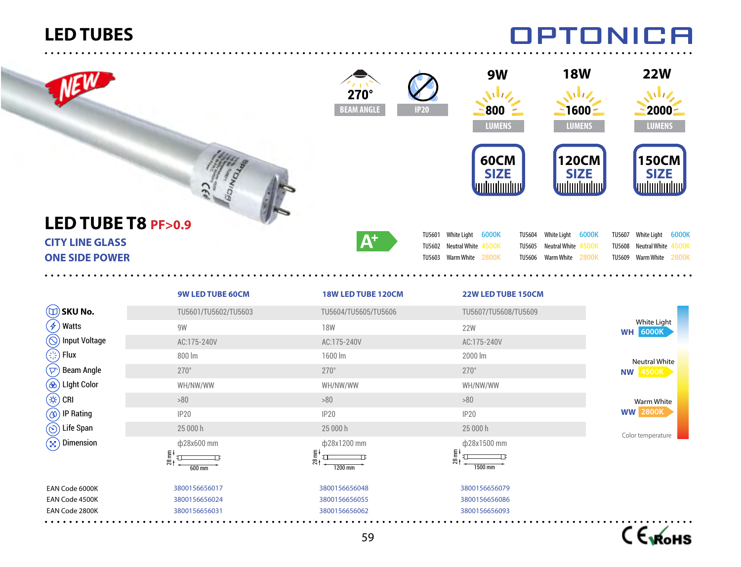# LED TUBES

OPTONICA

NEW

270° BEAM ANGLE | IP20

| 9W | 18W | 22W |
|---|---|---|
| 800 LUMENS | 1600 LUMENS | 2000 LUMENS |
| 60CM SIZE | 120CM SIZE | 150CM SIZE |

## LED TUBE T8 PF>0.9

**CITY LINE GLASS**

**ONE SIDE POWER**

A+

| | | | | | | | | |
|---|---|---|---|---|---|---|---|---|
| TU5601 | White Light | 6000K | TU5604 | White Light | 6000K | TU5607 | White Light | 6000K |
| TU5602 | Neutral White | 4500K | TU5605 | Neutral White | 4500K | TU5608 | Neutral White | 4500K |
| TU5603 | Warm White | 2800K | TU5606 | Warm White | 2800K | TU5609 | Warm White | 2800K |

| | 9W LED TUBE 60CM | 18W LED TUBE 120CM | 22W LED TUBE 150CM |
|---|---|---|---|
| SKU No. | TU5601/TU5602/TU5603 | TU5604/TU5605/TU5606 | TU5607/TU5608/TU5609 |
| Watts | 9W | 18W | 22W |
| Input Voltage | AC:175-240V | AC:175-240V | AC:175-240V |
| Flux | 800 lm | 1600 lm | 2000 lm |
| Beam Angle | 270° | 270° | 270° |
| LIght Color | WH/NW/WW | WH/NW/WW | WH/NW/WW |
| CRI | >80 | >80 | >80 |
| IP Rating | IP20 | IP20 | IP20 |
| Life Span | 25 000 h | 25 000 h | 25 000 h |
| Dimension | ф28x600 mm (28 mm, 600 mm) | ф28x1200 mm (28 mm, 1200 mm) | ф28x1500 mm (28 mm, 1500 mm) |
| EAN Code 6000K | 3800156656017 | 3800156656048 | 3800156656079 |
| EAN Code 4500K | 3800156656024 | 3800156656055 | 3800156656086 |
| EAN Code 2800K | 3800156656031 | 3800156656062 | 3800156656093 |

Color temperature:
- WH – White Light 6000K
- NW – Neutral White 4500K
- WW – Warm White 2800K

CE RoHS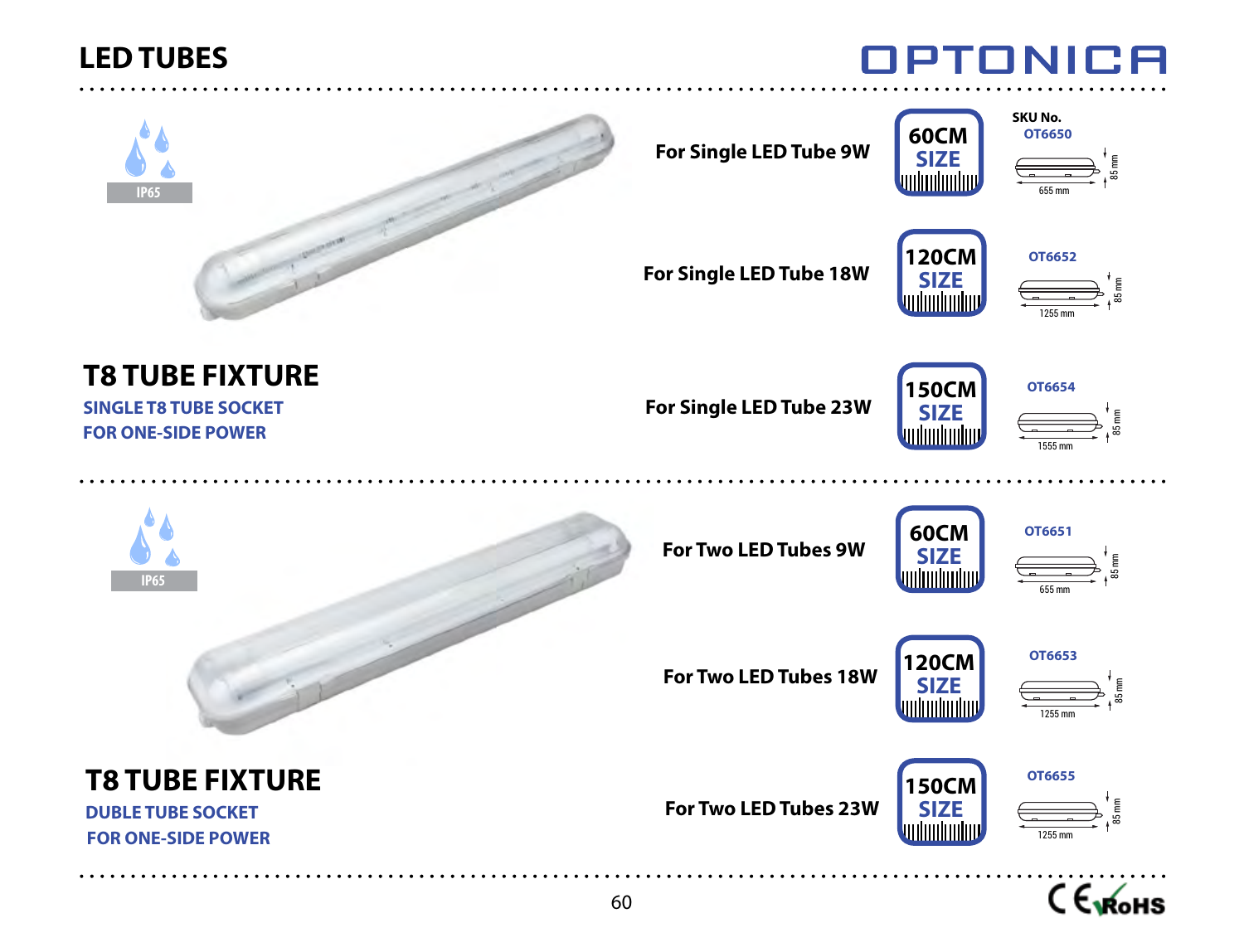# LED TUBES

OPTONICA

IP65

## T8 TUBE FIXTURE

**SINGLE T8 TUBE SOCKET**
**FOR ONE-SIDE POWER**

| Description | Size | SKU No. | Dimensions |
|---|---|---|---|
| For Single LED Tube 9W | 60CM SIZE | OT6650 | 655 mm × 85 mm |
| For Single LED Tube 18W | 120CM SIZE | OT6652 | 1255 mm × 85 mm |
| For Single LED Tube 23W | 150CM SIZE | OT6654 | 1555 mm × 85 mm |

IP65

## T8 TUBE FIXTURE

**DUBLE TUBE SOCKET**
**FOR ONE-SIDE POWER**

| Description | Size | SKU No. | Dimensions |
|---|---|---|---|
| For Two LED Tubes 9W | 60CM SIZE | OT6651 | 655 mm × 85 mm |
| For Two LED Tubes 18W | 120CM SIZE | OT6653 | 1255 mm × 85 mm |
| For Two LED Tubes 23W | 150CM SIZE | OT6655 | 1255 mm × 85 mm |

CE RoHS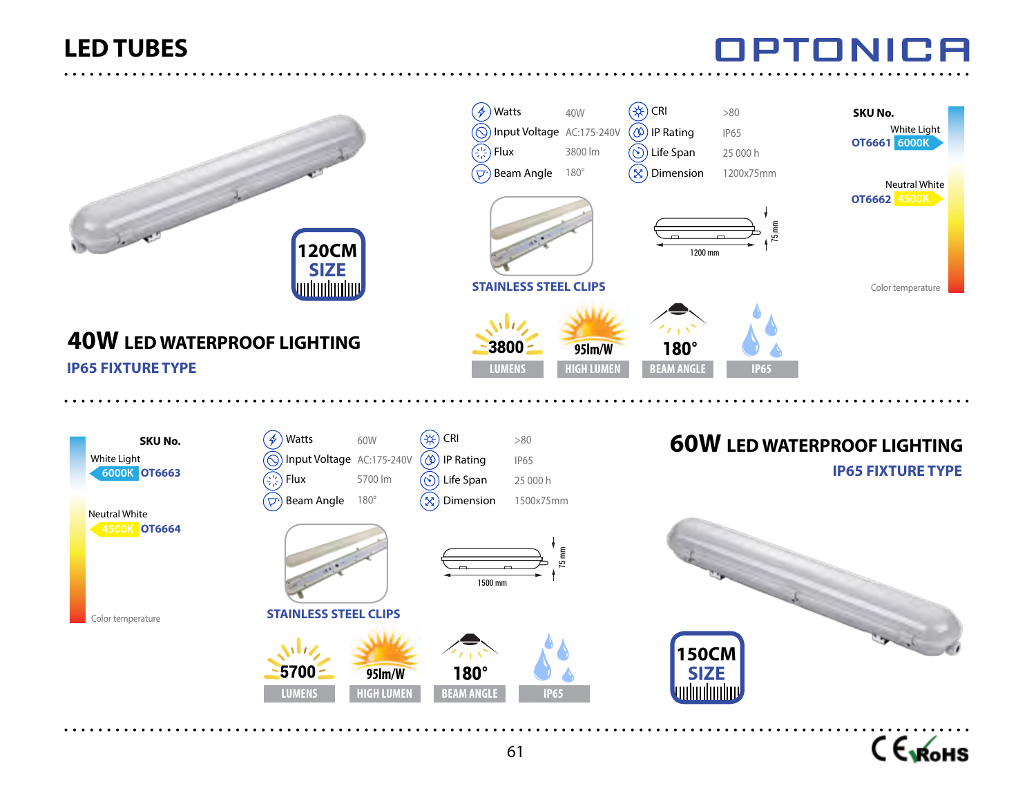# LED TUBES

OPTONICA

## 40W LED WATERPROOF LIGHTING

### IP65 FIXTURE TYPE

120CM SIZE

| | | | |
|---|---|---|---|
| Watts | 40W | CRI | >80 |
| Input Voltage | AC:175-240V | IP Rating | IP65 |
| Flux | 3800 lm | Life Span | 25 000 h |
| Beam Angle | 180° | Dimension | 1200x75mm |

STAINLESS STEEL CLIPS

1200 mm | 75 mm

| SKU No. | Color temperature |
|---|---|
| OT6661 | White Light 6000K |
| OT6662 | Neutral White 4500K |

3800 LUMENS | 95lm/W HIGH LUMEN | 180° BEAM ANGLE | IP65

## 60W LED WATERPROOF LIGHTING

### IP65 FIXTURE TYPE

150CM SIZE

| SKU No. | Color temperature |
|---|---|
| OT6663 | White Light 6000K |
| OT6664 | Neutral White 4500K |

| | | | |
|---|---|---|---|
| Watts | 60W | CRI | >80 |
| Input Voltage | AC:175-240V | IP Rating | IP65 |
| Flux | 5700 lm | Life Span | 25 000 h |
| Beam Angle | 180° | Dimension | 1500x75mm |

STAINLESS STEEL CLIPS

1500 mm | 75 mm

5700 LUMENS | 95lm/W HIGH LUMEN | 180° BEAM ANGLE | IP65

CE RoHS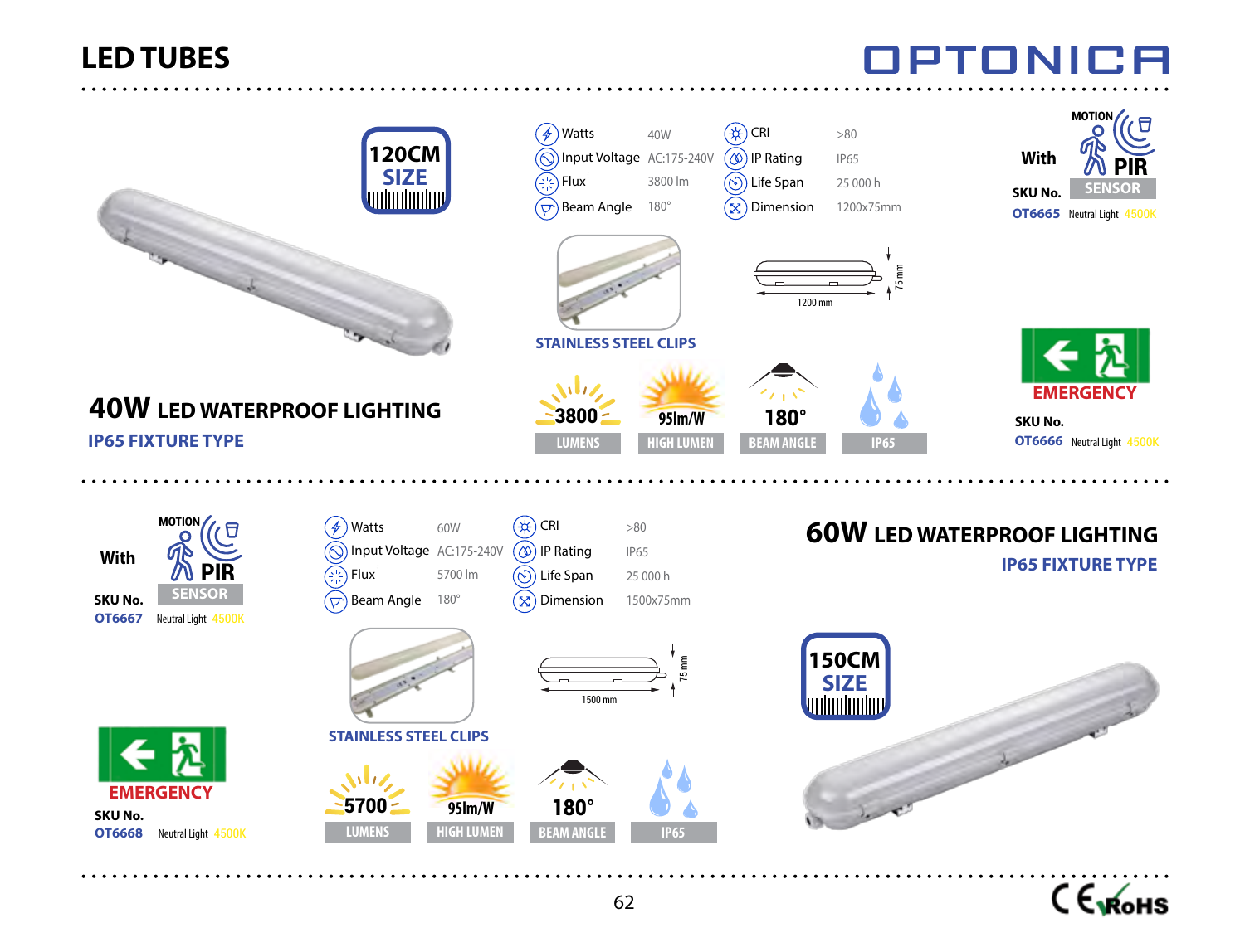# LED TUBES

OPTONICA

## 40W LED WATERPROOF LIGHTING

**IP65 FIXTURE TYPE**

120CM SIZE

| Spec | Value | Spec | Value |
|---|---|---|---|
| Watts | 40W | CRI | >80 |
| Input Voltage | AC:175-240V | IP Rating | IP65 |
| Flux | 3800 lm | Life Span | 25 000 h |
| Beam Angle | 180° | Dimension | 1200x75mm |

1200 mm — 75 mm

STAINLESS STEEL CLIPS

3800 LUMENS | 95lm/W HIGH LUMEN | 180° BEAM ANGLE | IP65

**With** MOTION PIR SENSOR

**SKU No.** OT6665 Neutral Light 4500K

EMERGENCY

**SKU No.** OT6666 Neutral Light 4500K

## 60W LED WATERPROOF LIGHTING

**IP65 FIXTURE TYPE**

150CM SIZE

| Spec | Value | Spec | Value |
|---|---|---|---|
| Watts | 60W | CRI | >80 |
| Input Voltage | AC:175-240V | IP Rating | IP65 |
| Flux | 5700 lm | Life Span | 25 000 h |
| Beam Angle | 180° | Dimension | 1500x75mm |

1500 mm — 75 mm

STAINLESS STEEL CLIPS

5700 LUMENS | 95lm/W HIGH LUMEN | 180° BEAM ANGLE | IP65

**With** MOTION PIR SENSOR

**SKU No.** OT6667 Neutral Light 4500K

EMERGENCY

**SKU No.** OT6668 Neutral Light 4500K

CE RoHS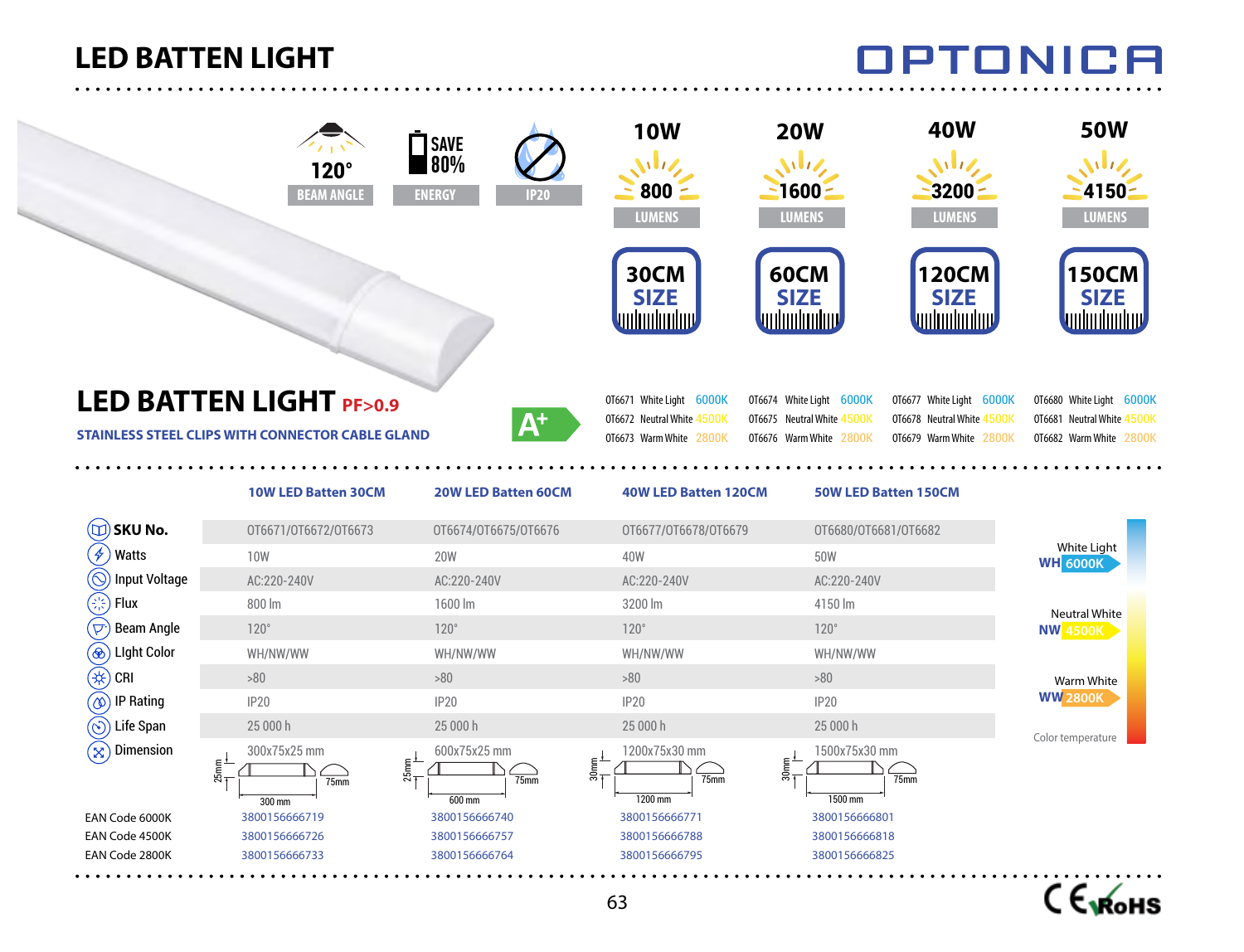# LED BATTEN LIGHT

OPTONICA

120° BEAM ANGLE | SAVE 80% ENERGY | IP20

| 10W | 20W | 40W | 50W |
|---|---|---|---|
| 800 LUMENS | 1600 LUMENS | 3200 LUMENS | 4150 LUMENS |
| 30CM SIZE | 60CM SIZE | 120CM SIZE | 150CM SIZE |

## LED BATTEN LIGHT PF>0.9

**STAINLESS STEEL CLIPS WITH CONNECTOR CABLE GLAND**

A+

| 10W | 20W | 40W | 50W |
|---|---|---|---|
| OT6671 White Light 6000K | OT6674 White Light 6000K | OT6677 White Light 6000K | OT6680 White Light 6000K |
| OT6672 Neutral White 4500K | OT6675 Neutral White 4500K | OT6678 Neutral White 4500K | OT6681 Neutral White 4500K |
| OT6673 Warm White 2800K | OT6676 Warm White 2800K | OT6679 Warm White 2800K | OT6682 Warm White 2800K |

| | 10W LED Batten 30CM | 20W LED Batten 60CM | 40W LED Batten 120CM | 50W LED Batten 150CM |
|---|---|---|---|---|
| SKU No. | OT6671/OT6672/OT6673 | OT6674/OT6675/OT6676 | OT6677/OT6678/OT6679 | OT6680/OT6681/OT6682 |
| Watts | 10W | 20W | 40W | 50W |
| Input Voltage | AC:220-240V | AC:220-240V | AC:220-240V | AC:220-240V |
| Flux | 800 lm | 1600 lm | 3200 lm | 4150 lm |
| Beam Angle | 120° | 120° | 120° | 120° |
| LIght Color | WH/NW/WW | WH/NW/WW | WH/NW/WW | WH/NW/WW |
| CRI | >80 | >80 | >80 | >80 |
| IP Rating | IP20 | IP20 | IP20 | IP20 |
| Life Span | 25 000 h | 25 000 h | 25 000 h | 25 000 h |
| Dimension | 300x75x25 mm (25mm, 75mm, 300 mm) | 600x75x25 mm (25mm, 75mm, 600 mm) | 1200x75x30 mm (30mm, 75mm, 1200 mm) | 1500x75x30 mm (30mm, 75mm, 1500 mm) |
| EAN Code 6000K | 3800156666719 | 3800156666740 | 3800156666771 | 3800156666801 |
| EAN Code 4500K | 3800156666726 | 3800156666757 | 3800156666788 | 3800156666818 |
| EAN Code 2800K | 3800156666733 | 3800156666764 | 3800156666795 | 3800156666825 |

Color temperature:
- White Light WH 6000K
- Neutral White NW 4500K
- Warm White WW 2800K

CE RoHS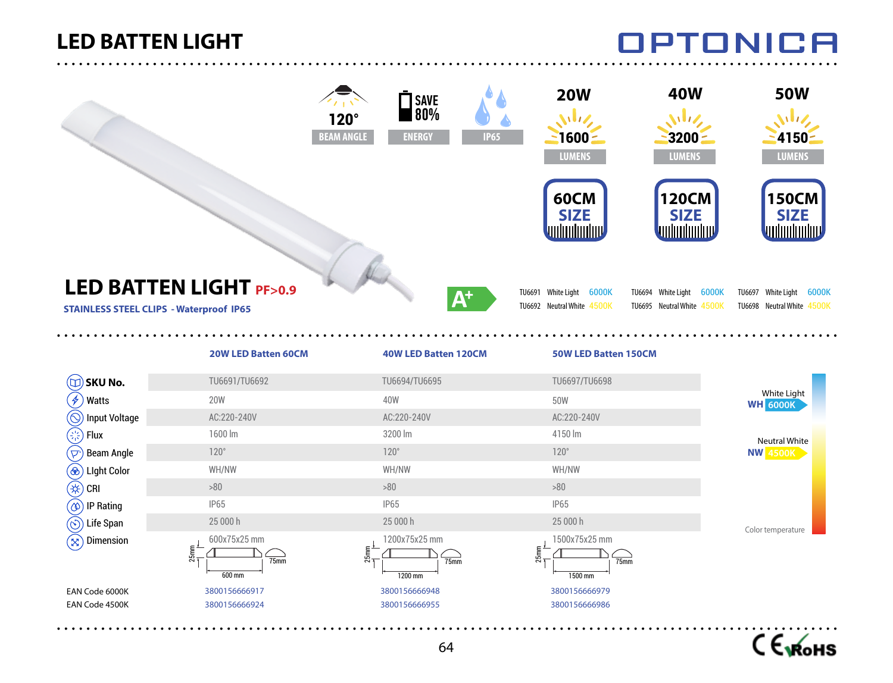# LED BATTEN LIGHT

OPTONICA

120° BEAM ANGLE

SAVE 80% ENERGY

IP65

| 20W | 40W | 50W |
|---|---|---|
| 1600 LUMENS | 3200 LUMENS | 4150 LUMENS |
| 60CM SIZE | 120CM SIZE | 150CM SIZE |

## LED BATTEN LIGHT PF>0.9

STAINLESS STEEL CLIPS - Waterproof IP65

A+

| | | | | | | | | |
|---|---|---|---|---|---|---|---|---|
| TU6691 White Light | 6000K | | TU6694 White Light | 6000K | | TU6697 White Light | 6000K | |
| TU6692 Neutral White | 4500K | | TU6695 Neutral White | 4500K | | TU6698 Neutral White | 4500K | |

| | 20W LED Batten 60CM | 40W LED Batten 120CM | 50W LED Batten 150CM |
|---|---|---|---|
| **SKU No.** | TU6691/TU6692 | TU6694/TU6695 | TU6697/TU6698 |
| Watts | 20W | 40W | 50W |
| Input Voltage | AC:220-240V | AC:220-240V | AC:220-240V |
| Flux | 1600 lm | 3200 lm | 4150 lm |
| Beam Angle | 120° | 120° | 120° |
| LIght Color | WH/NW | WH/NW | WH/NW |
| CRI | >80 | >80 | >80 |
| IP Rating | IP65 | IP65 | IP65 |
| Life Span | 25 000 h | 25 000 h | 25 000 h |
| Dimension | 600x75x25 mm | 1200x75x25 mm | 1500x75x25 mm |
| EAN Code 6000K | 3800156666917 | 3800156666948 | 3800156666979 |
| EAN Code 4500K | 3800156666924 | 3800156666955 | 3800156666986 |

25mm 75mm 600 mm

25mm 75mm 1200 mm

25mm 75mm 1500 mm

White Light
WH 6000K

Neutral White
NW 4500K

Color temperature

CE RoHS